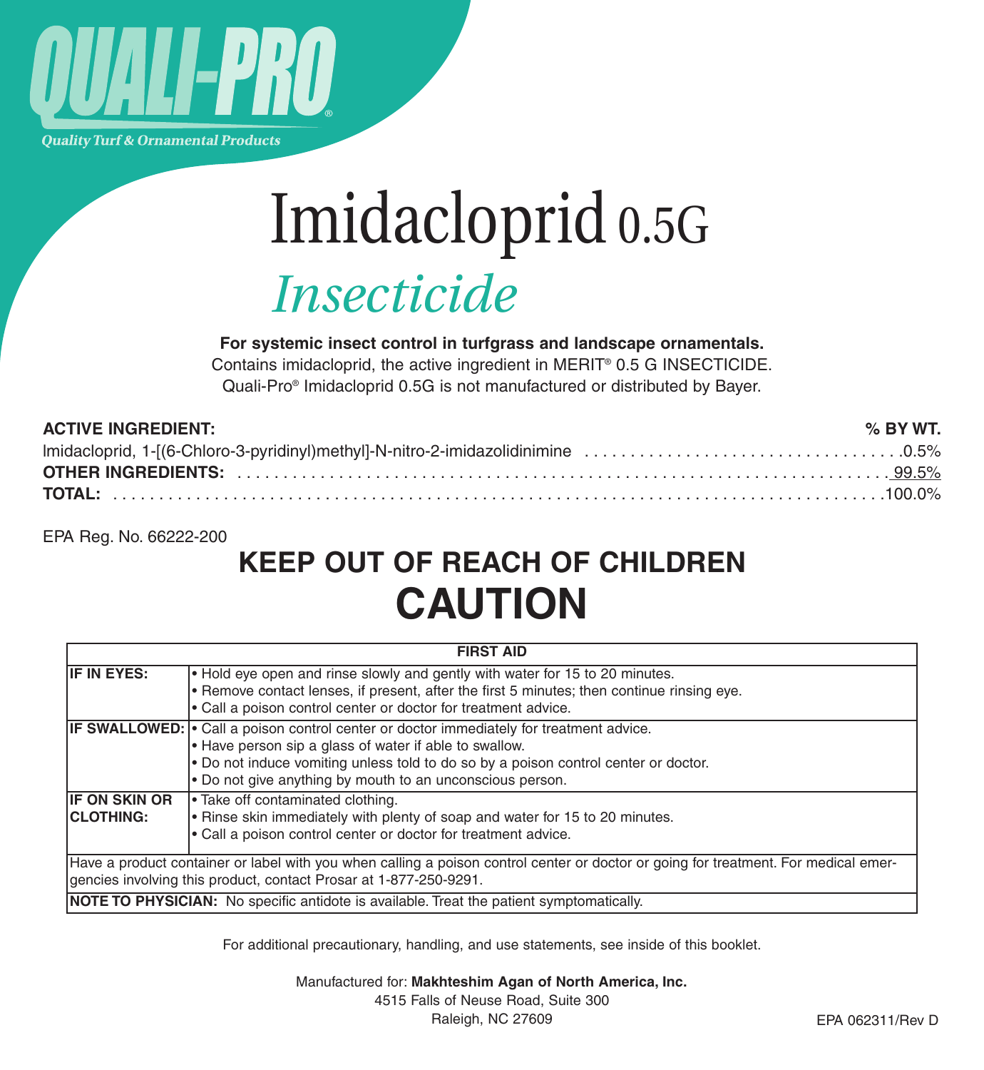# QUALI-PRO®

*Quality Turf & Ornamental Products*

# Imidacloprid 0.5G

## *Insecticide*

**For systemic insect control in turfgrass and landscape ornamentals.**

Contains imidacloprid, the active ingredient in MERIT® 0.5 G INSECTICIDE.

Quali-Pro® Imidacloprid 0.5G is not manufactured or distributed by Bayer.

| **ACTIVE INGREDIENT:** | **% BY WT.** |
|---|---|
| Imidacloprid, 1-[(6-Chloro-3-pyridinyl)methyl]-N-nitro-2-imidazolidinimine | 0.5% |
| **OTHER INGREDIENTS:** | 99.5% |
| **TOTAL:** | 100.0% |

EPA Reg. No. 66222-200

## KEEP OUT OF REACH OF CHILDREN

# CAUTION

| **FIRST AID** | |
|---|---|
| **IF IN EYES:** | • Hold eye open and rinse slowly and gently with water for 15 to 20 minutes.<br>• Remove contact lenses, if present, after the first 5 minutes; then continue rinsing eye.<br>• Call a poison control center or doctor for treatment advice. |
| **IF SWALLOWED:** | • Call a poison control center or doctor immediately for treatment advice.<br>• Have person sip a glass of water if able to swallow.<br>• Do not induce vomiting unless told to do so by a poison control center or doctor.<br>• Do not give anything by mouth to an unconscious person. |
| **IF ON SKIN OR CLOTHING:** | • Take off contaminated clothing.<br>• Rinse skin immediately with plenty of soap and water for 15 to 20 minutes.<br>• Call a poison control center or doctor for treatment advice. |
| Have a product container or label with you when calling a poison control center or doctor or going for treatment. For medical emergencies involving this product, contact Prosar at 1-877-250-9291. | |
| **NOTE TO PHYSICIAN:** No specific antidote is available. Treat the patient symptomatically. | |

For additional precautionary, handling, and use statements, see inside of this booklet.

Manufactured for: **Makhteshim Agan of North America, Inc.**
4515 Falls of Neuse Road, Suite 300
Raleigh, NC 27609

EPA 062311/Rev D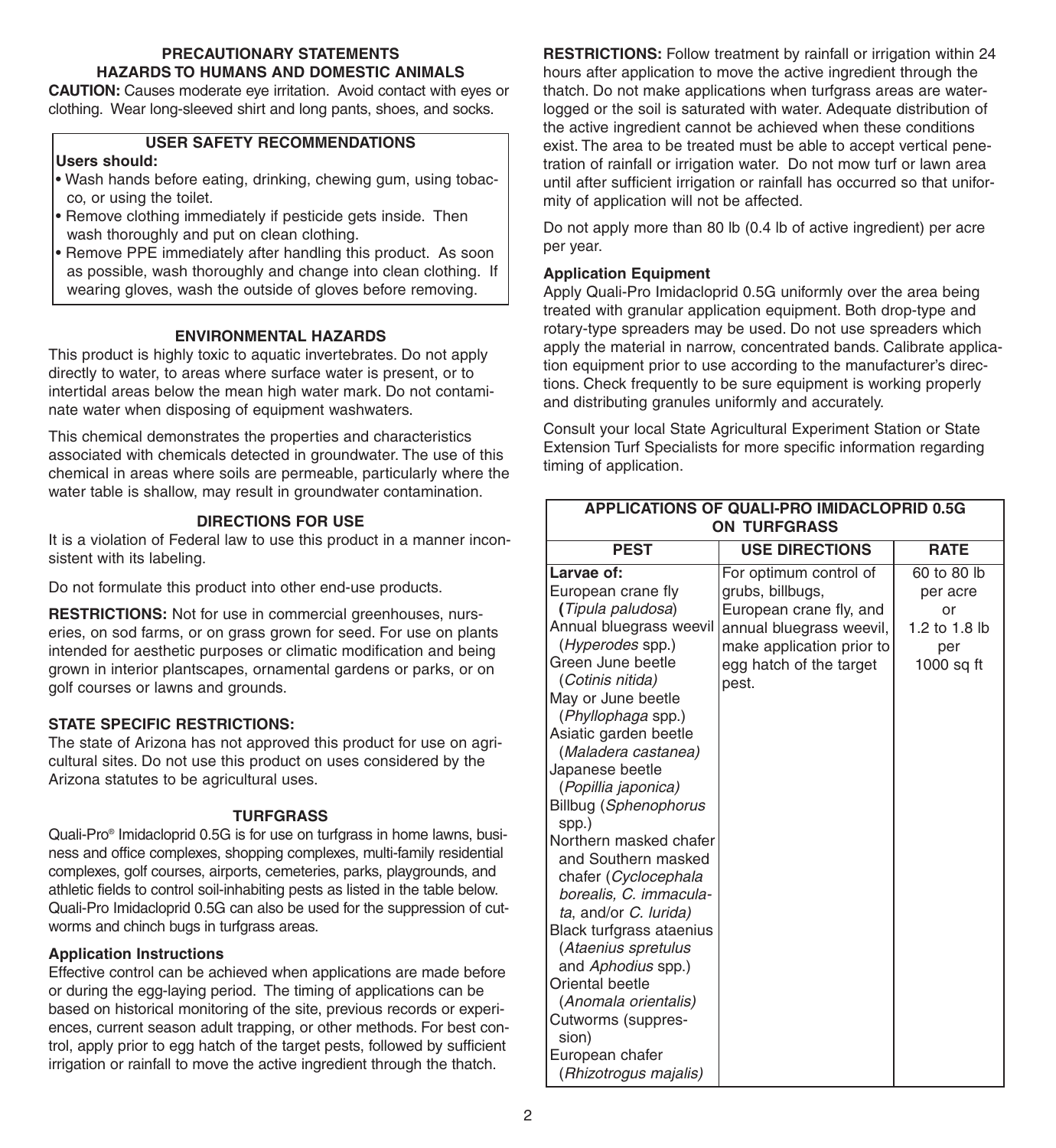## PRECAUTIONARY STATEMENTS
## HAZARDS TO HUMANS AND DOMESTIC ANIMALS

**CAUTION:** Causes moderate eye irritation. Avoid contact with eyes or clothing. Wear long-sleeved shirt and long pants, shoes, and socks.

### USER SAFETY RECOMMENDATIONS

**Users should:**

- Wash hands before eating, drinking, chewing gum, using tobacco, or using the toilet.
- Remove clothing immediately if pesticide gets inside. Then wash thoroughly and put on clean clothing.
- Remove PPE immediately after handling this product. As soon as possible, wash thoroughly and change into clean clothing. If wearing gloves, wash the outside of gloves before removing.

### ENVIRONMENTAL HAZARDS

This product is highly toxic to aquatic invertebrates. Do not apply directly to water, to areas where surface water is present, or to intertidal areas below the mean high water mark. Do not contaminate water when disposing of equipment washwaters.

This chemical demonstrates the properties and characteristics associated with chemicals detected in groundwater. The use of this chemical in areas where soils are permeable, particularly where the water table is shallow, may result in groundwater contamination.

## DIRECTIONS FOR USE

It is a violation of Federal law to use this product in a manner inconsistent with its labeling.

Do not formulate this product into other end-use products.

**RESTRICTIONS:** Not for use in commercial greenhouses, nurseries, on sod farms, or on grass grown for seed. For use on plants intended for aesthetic purposes or climatic modification and being grown in interior plantscapes, ornamental gardens or parks, or on golf courses or lawns and grounds.

**STATE SPECIFIC RESTRICTIONS:**

The state of Arizona has not approved this product for use on agricultural sites. Do not use this product on uses considered by the Arizona statutes to be agricultural uses.

## TURFGRASS

Quali-Pro® Imidacloprid 0.5G is for use on turfgrass in home lawns, business and office complexes, shopping complexes, multi-family residential complexes, golf courses, airports, cemeteries, parks, playgrounds, and athletic fields to control soil-inhabiting pests as listed in the table below. Quali-Pro Imidacloprid 0.5G can also be used for the suppression of cutworms and chinch bugs in turfgrass areas.

**Application Instructions**

Effective control can be achieved when applications are made before or during the egg-laying period. The timing of applications can be based on historical monitoring of the site, previous records or experiences, current season adult trapping, or other methods. For best control, apply prior to egg hatch of the target pests, followed by sufficient irrigation or rainfall to move the active ingredient through the thatch.

**RESTRICTIONS:** Follow treatment by rainfall or irrigation within 24 hours after application to move the active ingredient through the thatch. Do not make applications when turfgrass areas are waterlogged or the soil is saturated with water. Adequate distribution of the active ingredient cannot be achieved when these conditions exist. The area to be treated must be able to accept vertical penetration of rainfall or irrigation water. Do not mow turf or lawn area until after sufficient irrigation or rainfall has occurred so that uniformity of application will not be affected.

Do not apply more than 80 lb (0.4 lb of active ingredient) per acre per year.

**Application Equipment**

Apply Quali-Pro Imidacloprid 0.5G uniformly over the area being treated with granular application equipment. Both drop-type and rotary-type spreaders may be used. Do not use spreaders which apply the material in narrow, concentrated bands. Calibrate application equipment prior to use according to the manufacturer's directions. Check frequently to be sure equipment is working properly and distributing granules uniformly and accurately.

Consult your local State Agricultural Experiment Station or State Extension Turf Specialists for more specific information regarding timing of application.

**APPLICATIONS OF QUALI-PRO IMIDACLOPRID 0.5G ON TURFGRASS**

| PEST | USE DIRECTIONS | RATE |
|---|---|---|
| **Larvae of:**<br>European crane fly (*Tipula paludosa*)<br>Annual bluegrass weevil (*Hyperodes* spp.)<br>Green June beetle (*Cotinis nitida)*<br>May or June beetle (*Phyllophaga* spp.)<br>Asiatic garden beetle (*Maladera castanea)*<br>Japanese beetle (*Popillia japonica)*<br>Billbug (*Sphenophorus* spp.)<br>Northern masked chafer and Southern masked chafer (*Cyclocephala borealis, C. immaculata*, and/or *C. lurida)*<br>Black turfgrass ataenius (*Ataenius spretulus* and *Aphodius* spp.)<br>Oriental beetle (*Anomala orientalis)*<br>Cutworms (suppression)<br>European chafer (*Rhizotrogus majalis)* | For optimum control of grubs, billbugs, European crane fly, and annual bluegrass weevil, make application prior to egg hatch of the target pest. | 60 to 80 lb per acre or 1.2 to 1.8 lb per 1000 sq ft |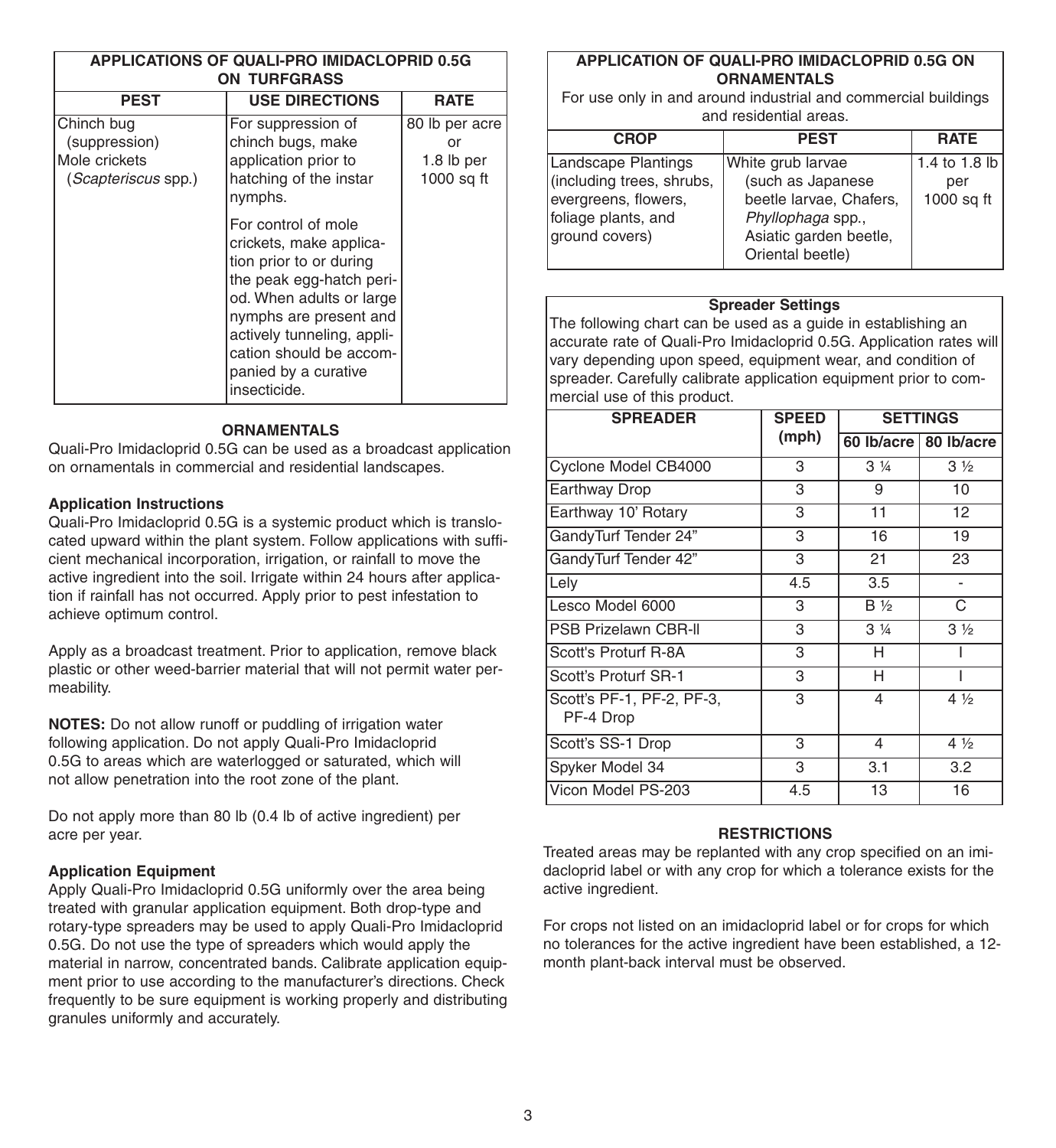| APPLICATIONS OF QUALI-PRO IMIDACLOPRID 0.5G ON TURFGRASS | | |
|---|---|---|
| **PEST** | **USE DIRECTIONS** | **RATE** |
| Chinch bug (suppression) Mole crickets (*Scapteriscus* spp.) | For suppression of chinch bugs, make application prior to hatching of the instar nymphs. For control of mole crickets, make application prior to or during the peak egg-hatch period. When adults or large nymphs are present and actively tunneling, application should be accompanied by a curative insecticide. | 80 lb per acre or 1.8 lb per 1000 sq ft |

## ORNAMENTALS

Quali-Pro Imidacloprid 0.5G can be used as a broadcast application on ornamentals in commercial and residential landscapes.

**Application Instructions**

Quali-Pro Imidacloprid 0.5G is a systemic product which is translocated upward within the plant system. Follow applications with sufficient mechanical incorporation, irrigation, or rainfall to move the active ingredient into the soil. Irrigate within 24 hours after application if rainfall has not occurred. Apply prior to pest infestation to achieve optimum control.

Apply as a broadcast treatment. Prior to application, remove black plastic or other weed-barrier material that will not permit water permeability.

**NOTES:** Do not allow runoff or puddling of irrigation water following application. Do not apply Quali-Pro Imidacloprid 0.5G to areas which are waterlogged or saturated, which will not allow penetration into the root zone of the plant.

Do not apply more than 80 lb (0.4 lb of active ingredient) per acre per year.

**Application Equipment**

Apply Quali-Pro Imidacloprid 0.5G uniformly over the area being treated with granular application equipment. Both drop-type and rotary-type spreaders may be used to apply Quali-Pro Imidacloprid 0.5G. Do not use the type of spreaders which would apply the material in narrow, concentrated bands. Calibrate application equipment prior to use according to the manufacturer's directions. Check frequently to be sure equipment is working properly and distributing granules uniformly and accurately.

**APPLICATION OF QUALI-PRO IMIDACLOPRID 0.5G ON ORNAMENTALS**

For use only in and around industrial and commercial buildings and residential areas.

| CROP | PEST | RATE |
|---|---|---|
| Landscape Plantings (including trees, shrubs, evergreens, flowers, foliage plants, and ground covers) | White grub larvae (such as Japanese beetle larvae, Chafers, *Phyllophaga* spp., Asiatic garden beetle, Oriental beetle) | 1.4 to 1.8 lb per 1000 sq ft |

**Spreader Settings**

The following chart can be used as a guide in establishing an accurate rate of Quali-Pro Imidacloprid 0.5G. Application rates will vary depending upon speed, equipment wear, and condition of spreader. Carefully calibrate application equipment prior to commercial use of this product.

| SPREADER | SPEED (mph) | SETTINGS | |
|---|---|---|---|
| | | 60 lb/acre | 80 lb/acre |
| Cyclone Model CB4000 | 3 | 3 ¼ | 3 ½ |
| Earthway Drop | 3 | 9 | 10 |
| Earthway 10' Rotary | 3 | 11 | 12 |
| GandyTurf Tender 24" | 3 | 16 | 19 |
| GandyTurf Tender 42" | 3 | 21 | 23 |
| Lely | 4.5 | 3.5 | - |
| Lesco Model 6000 | 3 | B ½ | C |
| PSB Prizelawn CBR-II | 3 | 3 ¼ | 3 ½ |
| Scott's Proturf R-8A | 3 | H | I |
| Scott's Proturf SR-1 | 3 | H | I |
| Scott's PF-1, PF-2, PF-3, PF-4 Drop | 3 | 4 | 4 ½ |
| Scott's SS-1 Drop | 3 | 4 | 4 ½ |
| Spyker Model 34 | 3 | 3.1 | 3.2 |
| Vicon Model PS-203 | 4.5 | 13 | 16 |

## RESTRICTIONS

Treated areas may be replanted with any crop specified on an imidacloprid label or with any crop for which a tolerance exists for the active ingredient.

For crops not listed on an imidacloprid label or for crops for which no tolerances for the active ingredient have been established, a 12-month plant-back interval must be observed.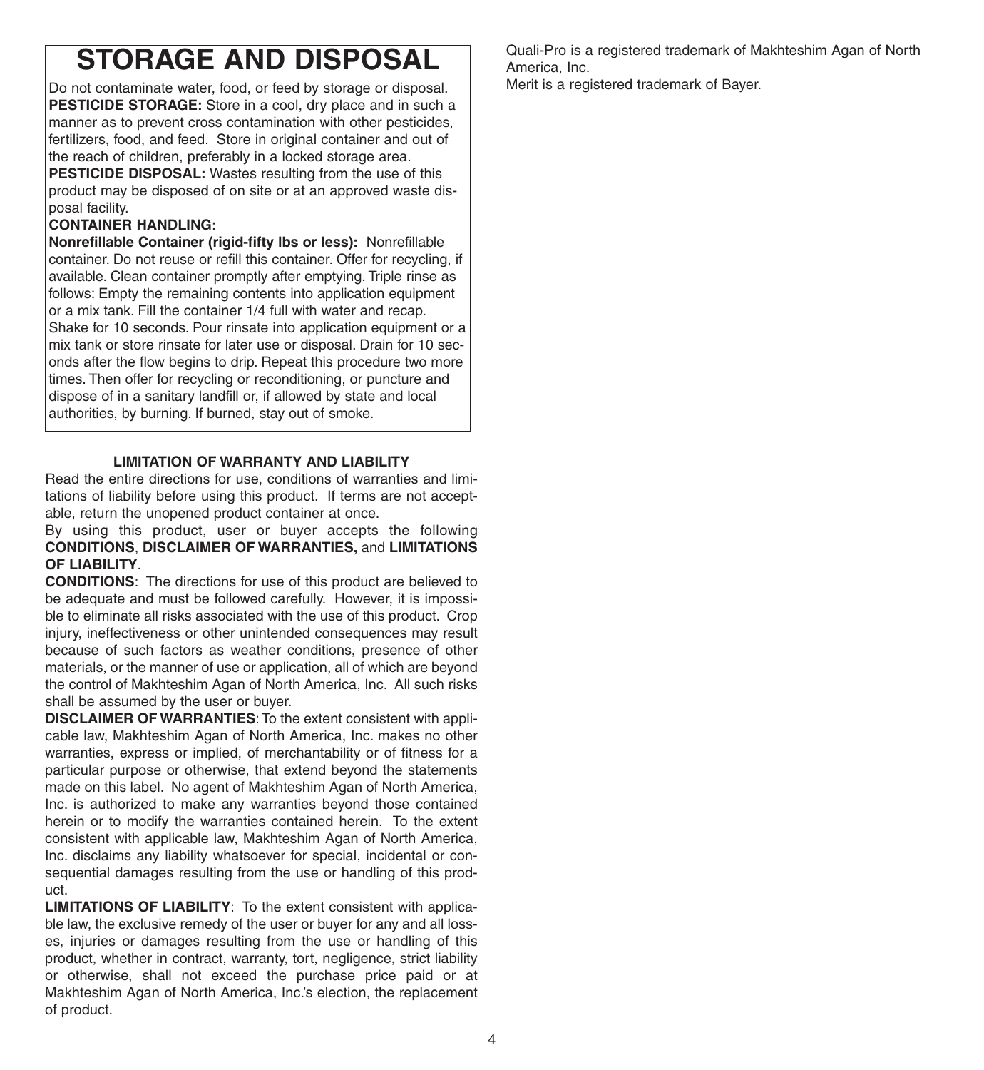# STORAGE AND DISPOSAL

Do not contaminate water, food, or feed by storage or disposal.
**PESTICIDE STORAGE:** Store in a cool, dry place and in such a manner as to prevent cross contamination with other pesticides, fertilizers, food, and feed. Store in original container and out of the reach of children, preferably in a locked storage area.
**PESTICIDE DISPOSAL:** Wastes resulting from the use of this product may be disposed of on site or at an approved waste disposal facility.
**CONTAINER HANDLING:**
**Nonrefillable Container (rigid-fifty lbs or less):** Nonrefillable container. Do not reuse or refill this container. Offer for recycling, if available. Clean container promptly after emptying. Triple rinse as follows: Empty the remaining contents into application equipment or a mix tank. Fill the container 1/4 full with water and recap. Shake for 10 seconds. Pour rinsate into application equipment or a mix tank or store rinsate for later use or disposal. Drain for 10 seconds after the flow begins to drip. Repeat this procedure two more times. Then offer for recycling or reconditioning, or puncture and dispose of in a sanitary landfill or, if allowed by state and local authorities, by burning. If burned, stay out of smoke.

**LIMITATION OF WARRANTY AND LIABILITY**

Read the entire directions for use, conditions of warranties and limitations of liability before using this product. If terms are not acceptable, return the unopened product container at once.
By using this product, user or buyer accepts the following **CONDITIONS**, **DISCLAIMER OF WARRANTIES,** and **LIMITATIONS OF LIABILITY**.
**CONDITIONS**: The directions for use of this product are believed to be adequate and must be followed carefully. However, it is impossible to eliminate all risks associated with the use of this product. Crop injury, ineffectiveness or other unintended consequences may result because of such factors as weather conditions, presence of other materials, or the manner of use or application, all of which are beyond the control of Makhteshim Agan of North America, Inc. All such risks shall be assumed by the user or buyer.
**DISCLAIMER OF WARRANTIES**: To the extent consistent with applicable law, Makhteshim Agan of North America, Inc. makes no other warranties, express or implied, of merchantability or of fitness for a particular purpose or otherwise, that extend beyond the statements made on this label. No agent of Makhteshim Agan of North America, Inc. is authorized to make any warranties beyond those contained herein or to modify the warranties contained herein. To the extent consistent with applicable law, Makhteshim Agan of North America, Inc. disclaims any liability whatsoever for special, incidental or consequential damages resulting from the use or handling of this product.
**LIMITATIONS OF LIABILITY**: To the extent consistent with applicable law, the exclusive remedy of the user or buyer for any and all losses, injuries or damages resulting from the use or handling of this product, whether in contract, warranty, tort, negligence, strict liability or otherwise, shall not exceed the purchase price paid or at Makhteshim Agan of North America, Inc.'s election, the replacement of product.

Quali-Pro is a registered trademark of Makhteshim Agan of North America, Inc.
Merit is a registered trademark of Bayer.